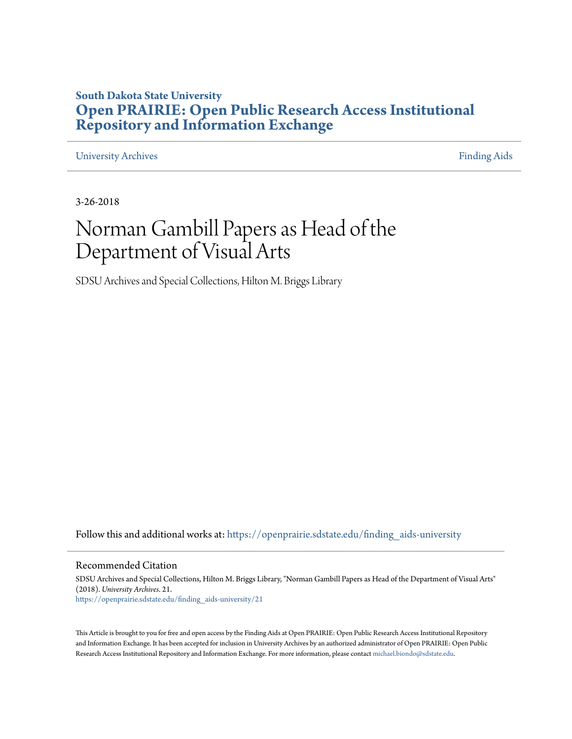**South Dakota State University**

# Open PRAIRIE: Open Public Research Access Institutional Repository and Information Exchange

University Archives | Finding Aids

3-26-2018

# Norman Gambill Papers as Head of the Department of Visual Arts

SDSU Archives and Special Collections, Hilton M. Briggs Library

Follow this and additional works at: https://openprairie.sdstate.edu/finding_aids-university

## Recommended Citation

SDSU Archives and Special Collections, Hilton M. Briggs Library, "Norman Gambill Papers as Head of the Department of Visual Arts" (2018). *University Archives*. 21.
https://openprairie.sdstate.edu/finding_aids-university/21

This Article is brought to you for free and open access by the Finding Aids at Open PRAIRIE: Open Public Research Access Institutional Repository and Information Exchange. It has been accepted for inclusion in University Archives by an authorized administrator of Open PRAIRIE: Open Public Research Access Institutional Repository and Information Exchange. For more information, please contact michael.biondo@sdstate.edu.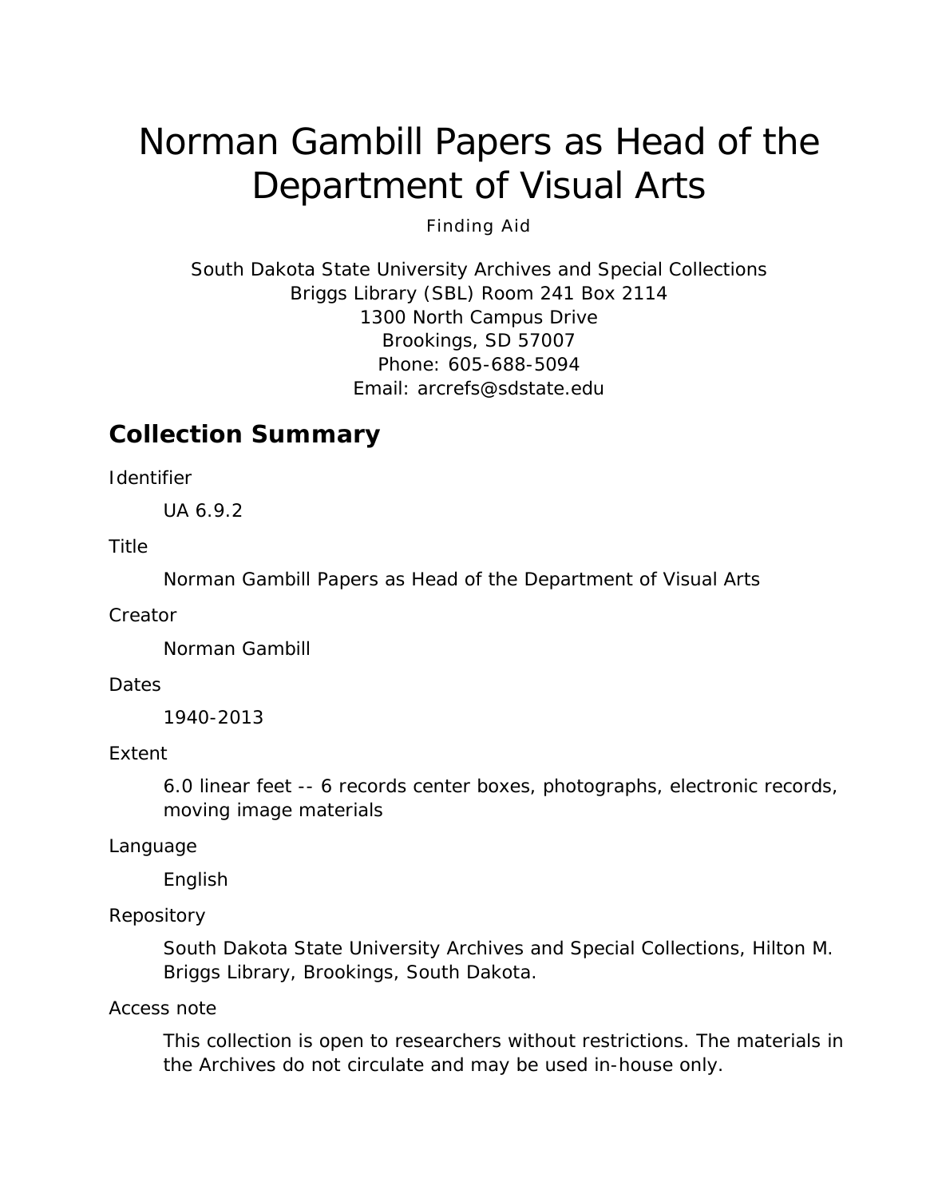# Norman Gambill Papers as Head of the Department of Visual Arts

Finding Aid

South Dakota State University Archives and Special Collections
Briggs Library (SBL) Room 241 Box 2114
1300 North Campus Drive
Brookings, SD 57007
Phone: 605-688-5094
Email: arcrefs@sdstate.edu

## Collection Summary

Identifier

UA 6.9.2

Title

Norman Gambill Papers as Head of the Department of Visual Arts

Creator

Norman Gambill

Dates

1940-2013

Extent

6.0 linear feet -- 6 records center boxes, photographs, electronic records, moving image materials

Language

English

Repository

South Dakota State University Archives and Special Collections, Hilton M. Briggs Library, Brookings, South Dakota.

Access note

This collection is open to researchers without restrictions. The materials in the Archives do not circulate and may be used in-house only.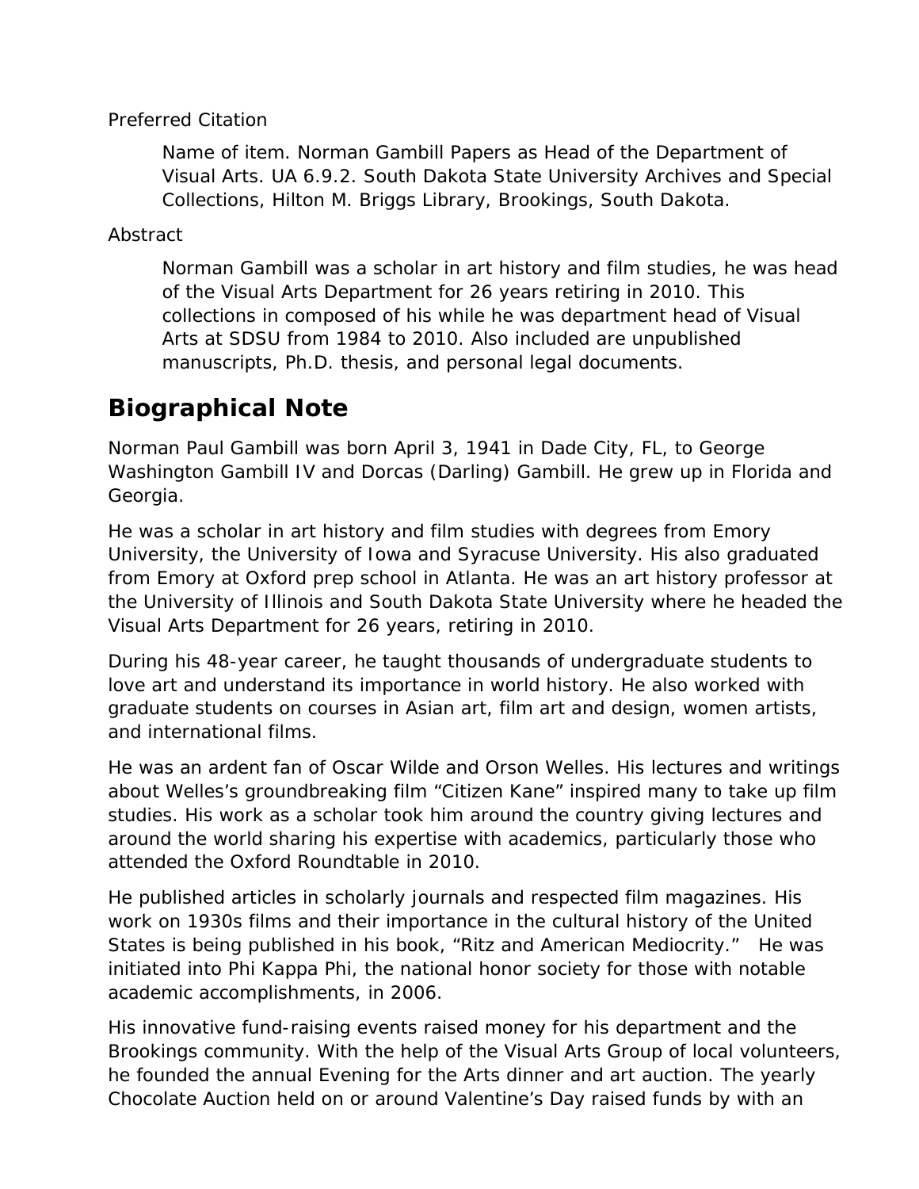Preferred Citation

> Name of item. Norman Gambill Papers as Head of the Department of Visual Arts. UA 6.9.2. South Dakota State University Archives and Special Collections, Hilton M. Briggs Library, Brookings, South Dakota.

Abstract

> Norman Gambill was a scholar in art history and film studies, he was head of the Visual Arts Department for 26 years retiring in 2010. This collections in composed of his while he was department head of Visual Arts at SDSU from 1984 to 2010. Also included are unpublished manuscripts, Ph.D. thesis, and personal legal documents.

## Biographical Note

Norman Paul Gambill was born April 3, 1941 in Dade City, FL, to George Washington Gambill IV and Dorcas (Darling) Gambill. He grew up in Florida and Georgia.

He was a scholar in art history and film studies with degrees from Emory University, the University of Iowa and Syracuse University. His also graduated from Emory at Oxford prep school in Atlanta. He was an art history professor at the University of Illinois and South Dakota State University where he headed the Visual Arts Department for 26 years, retiring in 2010.

During his 48-year career, he taught thousands of undergraduate students to love art and understand its importance in world history. He also worked with graduate students on courses in Asian art, film art and design, women artists, and international films.

He was an ardent fan of Oscar Wilde and Orson Welles. His lectures and writings about Welles's groundbreaking film "Citizen Kane" inspired many to take up film studies. His work as a scholar took him around the country giving lectures and around the world sharing his expertise with academics, particularly those who attended the Oxford Roundtable in 2010.

He published articles in scholarly journals and respected film magazines. His work on 1930s films and their importance in the cultural history of the United States is being published in his book, "Ritz and American Mediocrity." He was initiated into Phi Kappa Phi, the national honor society for those with notable academic accomplishments, in 2006.

His innovative fund-raising events raised money for his department and the Brookings community. With the help of the Visual Arts Group of local volunteers, he founded the annual Evening for the Arts dinner and art auction. The yearly Chocolate Auction held on or around Valentine's Day raised funds by with an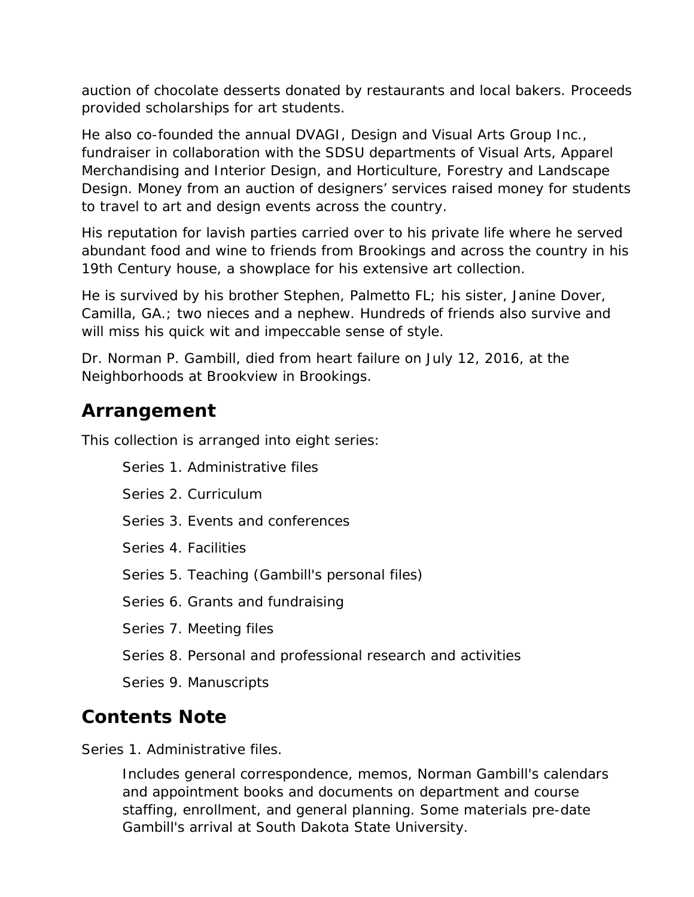auction of chocolate desserts donated by restaurants and local bakers. Proceeds provided scholarships for art students.

He also co-founded the annual DVAGI, Design and Visual Arts Group Inc., fundraiser in collaboration with the SDSU departments of Visual Arts, Apparel Merchandising and Interior Design, and Horticulture, Forestry and Landscape Design. Money from an auction of designers' services raised money for students to travel to art and design events across the country.

His reputation for lavish parties carried over to his private life where he served abundant food and wine to friends from Brookings and across the country in his 19th Century house, a showplace for his extensive art collection.

He is survived by his brother Stephen, Palmetto FL; his sister, Janine Dover, Camilla, GA.; two nieces and a nephew. Hundreds of friends also survive and will miss his quick wit and impeccable sense of style.

Dr. Norman P. Gambill, died from heart failure on July 12, 2016, at the Neighborhoods at Brookview in Brookings.

## Arrangement

This collection is arranged into eight series:

> Series 1. Administrative files
>
> Series 2. Curriculum
>
> Series 3. Events and conferences
>
> Series 4. Facilities
>
> Series 5. Teaching (Gambill's personal files)
>
> Series 6. Grants and fundraising
>
> Series 7. Meeting files
>
> Series 8. Personal and professional research and activities
>
> Series 9. Manuscripts

## Contents Note

Series 1. Administrative files.

> Includes general correspondence, memos, Norman Gambill's calendars and appointment books and documents on department and course staffing, enrollment, and general planning. Some materials pre-date Gambill's arrival at South Dakota State University.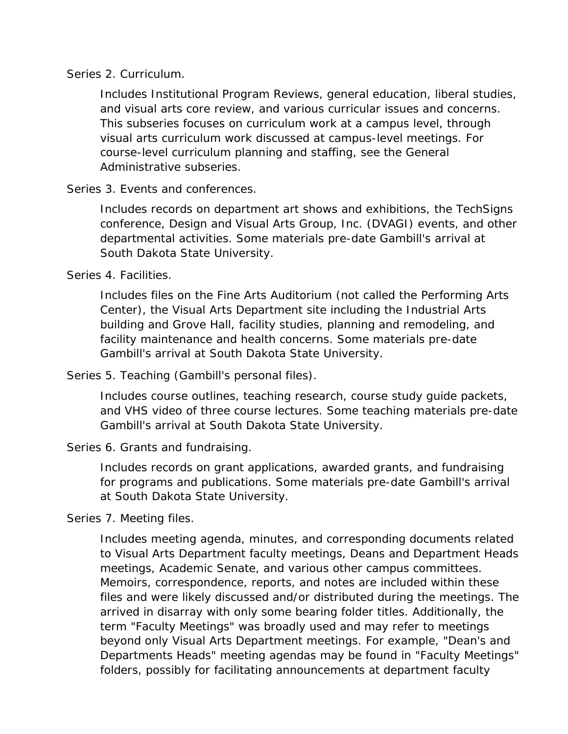Series 2. Curriculum.

Includes Institutional Program Reviews, general education, liberal studies, and visual arts core review, and various curricular issues and concerns. This subseries focuses on curriculum work at a campus level, through visual arts curriculum work discussed at campus-level meetings. For course-level curriculum planning and staffing, see the General Administrative subseries.

Series 3. Events and conferences.

Includes records on department art shows and exhibitions, the TechSigns conference, Design and Visual Arts Group, Inc. (DVAGI) events, and other departmental activities. Some materials pre-date Gambill's arrival at South Dakota State University.

Series 4. Facilities.

Includes files on the Fine Arts Auditorium (not called the Performing Arts Center), the Visual Arts Department site including the Industrial Arts building and Grove Hall, facility studies, planning and remodeling, and facility maintenance and health concerns. Some materials pre-date Gambill's arrival at South Dakota State University.

Series 5. Teaching (Gambill's personal files).

Includes course outlines, teaching research, course study guide packets, and VHS video of three course lectures. Some teaching materials pre-date Gambill's arrival at South Dakota State University.

Series 6. Grants and fundraising.

Includes records on grant applications, awarded grants, and fundraising for programs and publications. Some materials pre-date Gambill's arrival at South Dakota State University.

Series 7. Meeting files.

Includes meeting agenda, minutes, and corresponding documents related to Visual Arts Department faculty meetings, Deans and Department Heads meetings, Academic Senate, and various other campus committees. Memoirs, correspondence, reports, and notes are included within these files and were likely discussed and/or distributed during the meetings. The arrived in disarray with only some bearing folder titles. Additionally, the term "Faculty Meetings" was broadly used and may refer to meetings beyond only Visual Arts Department meetings. For example, "Dean's and Departments Heads" meeting agendas may be found in "Faculty Meetings" folders, possibly for facilitating announcements at department faculty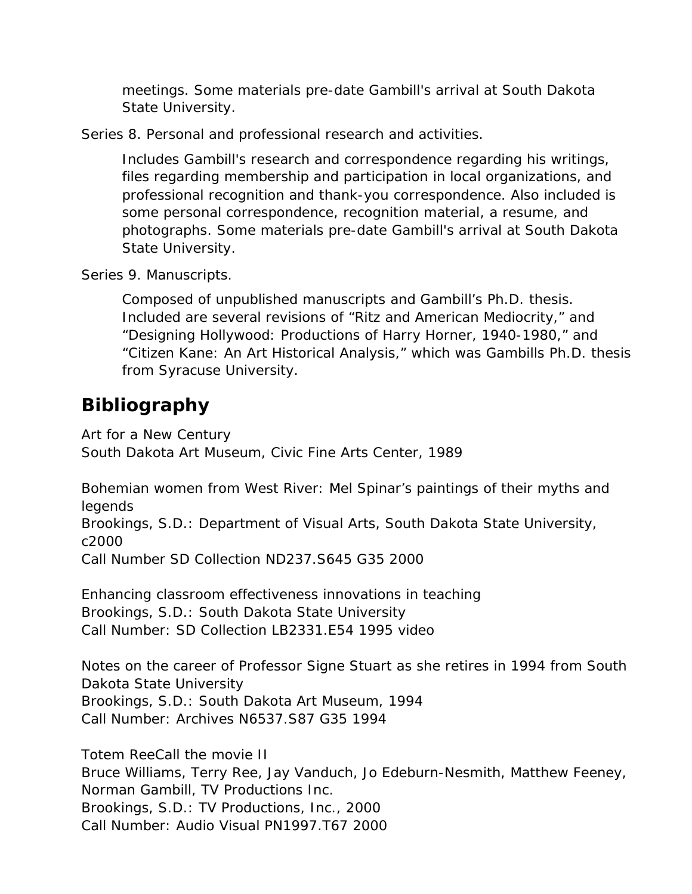meetings. Some materials pre-date Gambill's arrival at South Dakota State University.

Series 8. Personal and professional research and activities.

Includes Gambill's research and correspondence regarding his writings, files regarding membership and participation in local organizations, and professional recognition and thank-you correspondence. Also included is some personal correspondence, recognition material, a resume, and photographs. Some materials pre-date Gambill's arrival at South Dakota State University.

Series 9. Manuscripts.

Composed of unpublished manuscripts and Gambill's Ph.D. thesis. Included are several revisions of "Ritz and American Mediocrity," and "Designing Hollywood: Productions of Harry Horner, 1940-1980," and "Citizen Kane: An Art Historical Analysis," which was Gambills Ph.D. thesis from Syracuse University.

## Bibliography

Art for a New Century  
South Dakota Art Museum, Civic Fine Arts Center, 1989

Bohemian women from West River: Mel Spinar's paintings of their myths and legends  
Brookings, S.D.: Department of Visual Arts, South Dakota State University, c2000  
Call Number SD Collection ND237.S645 G35 2000

Enhancing classroom effectiveness innovations in teaching  
Brookings, S.D.: South Dakota State University  
Call Number: SD Collection LB2331.E54 1995 video

Notes on the career of Professor Signe Stuart as she retires in 1994 from South Dakota State University  
Brookings, S.D.: South Dakota Art Museum, 1994  
Call Number: Archives N6537.S87 G35 1994

Totem ReeCall the movie II  
Bruce Williams, Terry Ree, Jay Vanduch, Jo Edeburn-Nesmith, Matthew Feeney, Norman Gambill, TV Productions Inc.  
Brookings, S.D.: TV Productions, Inc., 2000  
Call Number: Audio Visual PN1997.T67 2000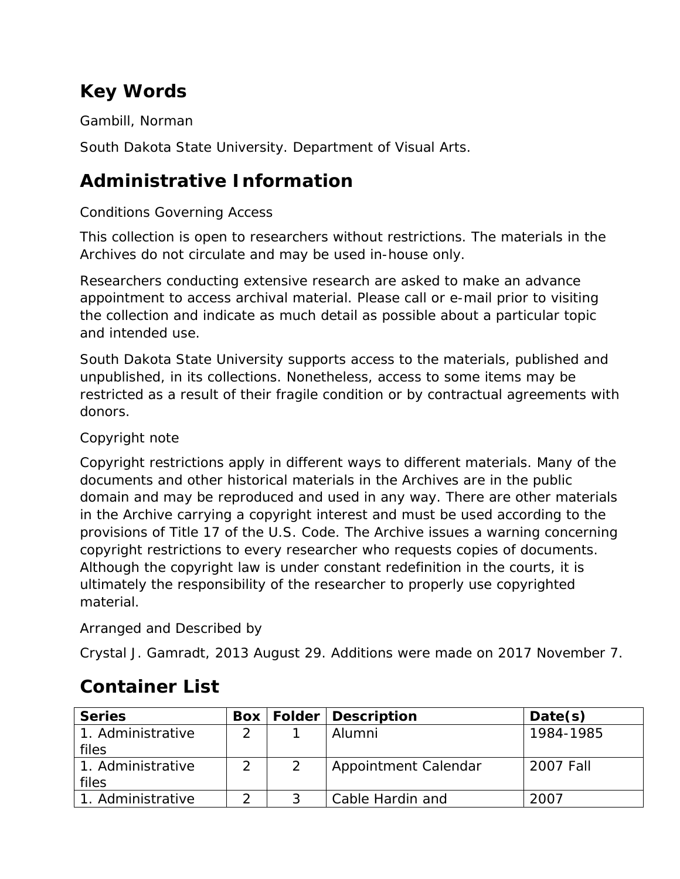## Key Words

Gambill, Norman

South Dakota State University. Department of Visual Arts.

## Administrative Information

Conditions Governing Access

This collection is open to researchers without restrictions. The materials in the Archives do not circulate and may be used in-house only.

Researchers conducting extensive research are asked to make an advance appointment to access archival material. Please call or e-mail prior to visiting the collection and indicate as much detail as possible about a particular topic and intended use.

South Dakota State University supports access to the materials, published and unpublished, in its collections. Nonetheless, access to some items may be restricted as a result of their fragile condition or by contractual agreements with donors.

Copyright note

Copyright restrictions apply in different ways to different materials. Many of the documents and other historical materials in the Archives are in the public domain and may be reproduced and used in any way. There are other materials in the Archive carrying a copyright interest and must be used according to the provisions of Title 17 of the U.S. Code. The Archive issues a warning concerning copyright restrictions to every researcher who requests copies of documents. Although the copyright law is under constant redefinition in the courts, it is ultimately the responsibility of the researcher to properly use copyrighted material.

Arranged and Described by

Crystal J. Gamradt, 2013 August 29. Additions were made on 2017 November 7.

## Container List

| Series | Box | Folder | Description | Date(s) |
|---|---|---|---|---|
| 1. Administrative files | 2 | 1 | Alumni | 1984-1985 |
| 1. Administrative files | 2 | 2 | Appointment Calendar | 2007 Fall |
| 1. Administrative | 2 | 3 | Cable Hardin and | 2007 |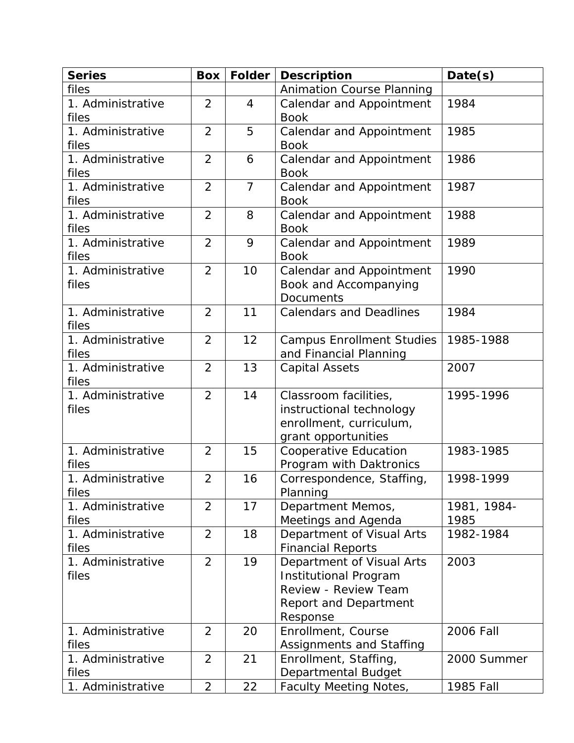| Series | Box | Folder | Description | Date(s) |
|---|---|---|---|---|
| files | | | Animation Course Planning | |
| 1. Administrative files | 2 | 4 | Calendar and Appointment Book | 1984 |
| 1. Administrative files | 2 | 5 | Calendar and Appointment Book | 1985 |
| 1. Administrative files | 2 | 6 | Calendar and Appointment Book | 1986 |
| 1. Administrative files | 2 | 7 | Calendar and Appointment Book | 1987 |
| 1. Administrative files | 2 | 8 | Calendar and Appointment Book | 1988 |
| 1. Administrative files | 2 | 9 | Calendar and Appointment Book | 1989 |
| 1. Administrative files | 2 | 10 | Calendar and Appointment Book and Accompanying Documents | 1990 |
| 1. Administrative files | 2 | 11 | Calendars and Deadlines | 1984 |
| 1. Administrative files | 2 | 12 | Campus Enrollment Studies and Financial Planning | 1985-1988 |
| 1. Administrative files | 2 | 13 | Capital Assets | 2007 |
| 1. Administrative files | 2 | 14 | Classroom facilities, instructional technology enrollment, curriculum, grant opportunities | 1995-1996 |
| 1. Administrative files | 2 | 15 | Cooperative Education Program with Daktronics | 1983-1985 |
| 1. Administrative files | 2 | 16 | Correspondence, Staffing, Planning | 1998-1999 |
| 1. Administrative files | 2 | 17 | Department Memos, Meetings and Agenda | 1981, 1984-1985 |
| 1. Administrative files | 2 | 18 | Department of Visual Arts Financial Reports | 1982-1984 |
| 1. Administrative files | 2 | 19 | Department of Visual Arts Institutional Program Review - Review Team Report and Department Response | 2003 |
| 1. Administrative files | 2 | 20 | Enrollment, Course Assignments and Staffing | 2006 Fall |
| 1. Administrative files | 2 | 21 | Enrollment, Staffing, Departmental Budget | 2000 Summer |
| 1. Administrative | 2 | 22 | Faculty Meeting Notes, | 1985 Fall |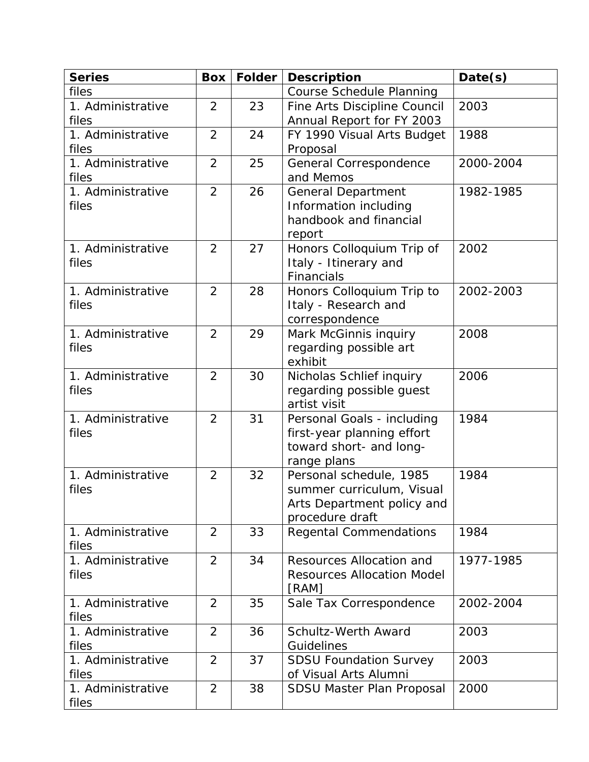| Series | Box | Folder | Description | Date(s) |
| --- | --- | --- | --- | --- |
| files | | | Course Schedule Planning | |
| 1. Administrative files | 2 | 23 | Fine Arts Discipline Council Annual Report for FY 2003 | 2003 |
| 1. Administrative files | 2 | 24 | FY 1990 Visual Arts Budget Proposal | 1988 |
| 1. Administrative files | 2 | 25 | General Correspondence and Memos | 2000-2004 |
| 1. Administrative files | 2 | 26 | General Department Information including handbook and financial report | 1982-1985 |
| 1. Administrative files | 2 | 27 | Honors Colloquium Trip of Italy - Itinerary and Financials | 2002 |
| 1. Administrative files | 2 | 28 | Honors Colloquium Trip to Italy - Research and correspondence | 2002-2003 |
| 1. Administrative files | 2 | 29 | Mark McGinnis inquiry regarding possible art exhibit | 2008 |
| 1. Administrative files | 2 | 30 | Nicholas Schlief inquiry regarding possible guest artist visit | 2006 |
| 1. Administrative files | 2 | 31 | Personal Goals - including first-year planning effort toward short- and long-range plans | 1984 |
| 1. Administrative files | 2 | 32 | Personal schedule, 1985 summer curriculum, Visual Arts Department policy and procedure draft | 1984 |
| 1. Administrative files | 2 | 33 | Regental Commendations | 1984 |
| 1. Administrative files | 2 | 34 | Resources Allocation and Resources Allocation Model [RAM] | 1977-1985 |
| 1. Administrative files | 2 | 35 | Sale Tax Correspondence | 2002-2004 |
| 1. Administrative files | 2 | 36 | Schultz-Werth Award Guidelines | 2003 |
| 1. Administrative files | 2 | 37 | SDSU Foundation Survey of Visual Arts Alumni | 2003 |
| 1. Administrative files | 2 | 38 | SDSU Master Plan Proposal | 2000 |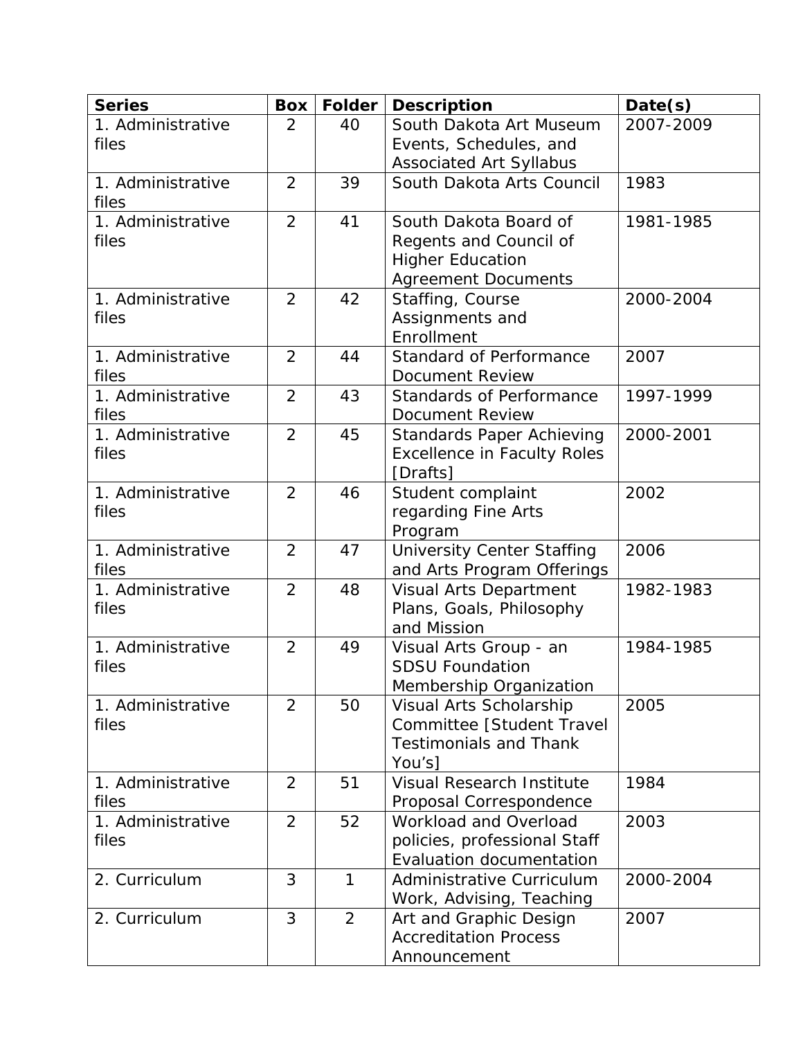| Series | Box | Folder | Description | Date(s) |
|---|---|---|---|---|
| 1. Administrative files | 2 | 40 | South Dakota Art Museum Events, Schedules, and Associated Art Syllabus | 2007-2009 |
| 1. Administrative files | 2 | 39 | South Dakota Arts Council | 1983 |
| 1. Administrative files | 2 | 41 | South Dakota Board of Regents and Council of Higher Education Agreement Documents | 1981-1985 |
| 1. Administrative files | 2 | 42 | Staffing, Course Assignments and Enrollment | 2000-2004 |
| 1. Administrative files | 2 | 44 | Standard of Performance Document Review | 2007 |
| 1. Administrative files | 2 | 43 | Standards of Performance Document Review | 1997-1999 |
| 1. Administrative files | 2 | 45 | Standards Paper Achieving Excellence in Faculty Roles [Drafts] | 2000-2001 |
| 1. Administrative files | 2 | 46 | Student complaint regarding Fine Arts Program | 2002 |
| 1. Administrative files | 2 | 47 | University Center Staffing and Arts Program Offerings | 2006 |
| 1. Administrative files | 2 | 48 | Visual Arts Department Plans, Goals, Philosophy and Mission | 1982-1983 |
| 1. Administrative files | 2 | 49 | Visual Arts Group - an SDSU Foundation Membership Organization | 1984-1985 |
| 1. Administrative files | 2 | 50 | Visual Arts Scholarship Committee [Student Travel Testimonials and Thank You's] | 2005 |
| 1. Administrative files | 2 | 51 | Visual Research Institute Proposal Correspondence | 1984 |
| 1. Administrative files | 2 | 52 | Workload and Overload policies, professional Staff Evaluation documentation | 2003 |
| 2. Curriculum | 3 | 1 | Administrative Curriculum Work, Advising, Teaching | 2000-2004 |
| 2. Curriculum | 3 | 2 | Art and Graphic Design Accreditation Process Announcement | 2007 |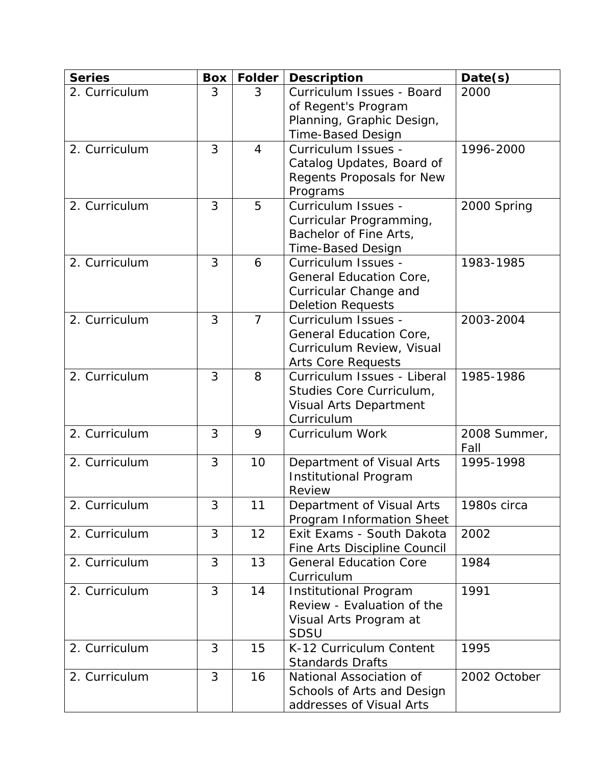| Series | Box | Folder | Description | Date(s) |
|---|---|---|---|---|
| 2. Curriculum | 3 | 3 | Curriculum Issues - Board of Regent's Program Planning, Graphic Design, Time-Based Design | 2000 |
| 2. Curriculum | 3 | 4 | Curriculum Issues - Catalog Updates, Board of Regents Proposals for New Programs | 1996-2000 |
| 2. Curriculum | 3 | 5 | Curriculum Issues - Curricular Programming, Bachelor of Fine Arts, Time-Based Design | 2000 Spring |
| 2. Curriculum | 3 | 6 | Curriculum Issues - General Education Core, Curricular Change and Deletion Requests | 1983-1985 |
| 2. Curriculum | 3 | 7 | Curriculum Issues - General Education Core, Curriculum Review, Visual Arts Core Requests | 2003-2004 |
| 2. Curriculum | 3 | 8 | Curriculum Issues - Liberal Studies Core Curriculum, Visual Arts Department Curriculum | 1985-1986 |
| 2. Curriculum | 3 | 9 | Curriculum Work | 2008 Summer, Fall |
| 2. Curriculum | 3 | 10 | Department of Visual Arts Institutional Program Review | 1995-1998 |
| 2. Curriculum | 3 | 11 | Department of Visual Arts Program Information Sheet | 1980s circa |
| 2. Curriculum | 3 | 12 | Exit Exams - South Dakota Fine Arts Discipline Council | 2002 |
| 2. Curriculum | 3 | 13 | General Education Core Curriculum | 1984 |
| 2. Curriculum | 3 | 14 | Institutional Program Review - Evaluation of the Visual Arts Program at SDSU | 1991 |
| 2. Curriculum | 3 | 15 | K-12 Curriculum Content Standards Drafts | 1995 |
| 2. Curriculum | 3 | 16 | National Association of Schools of Arts and Design addresses of Visual Arts | 2002 October |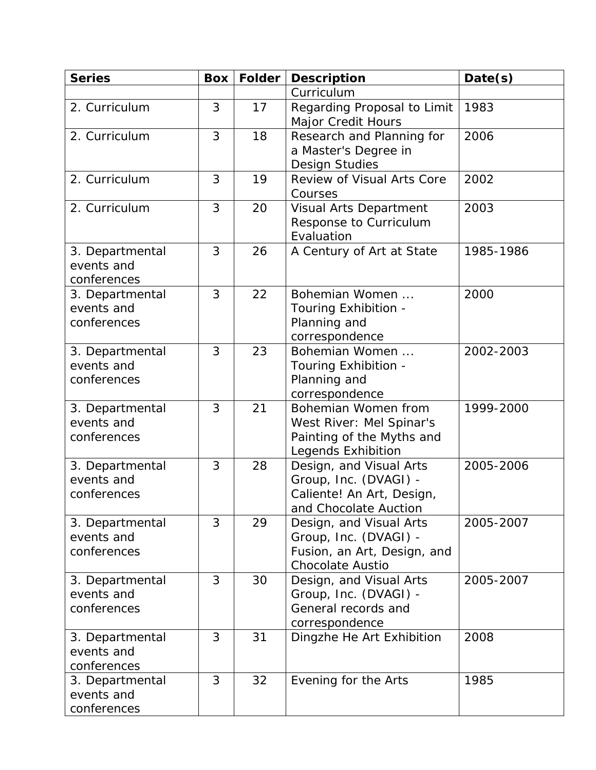| Series | Box | Folder | Description | Date(s) |
|---|---|---|---|---|
| | | | Curriculum | |
| 2. Curriculum | 3 | 17 | Regarding Proposal to Limit Major Credit Hours | 1983 |
| 2. Curriculum | 3 | 18 | Research and Planning for a Master's Degree in Design Studies | 2006 |
| 2. Curriculum | 3 | 19 | Review of Visual Arts Core Courses | 2002 |
| 2. Curriculum | 3 | 20 | Visual Arts Department Response to Curriculum Evaluation | 2003 |
| 3. Departmental events and conferences | 3 | 26 | A Century of Art at State | 1985-1986 |
| 3. Departmental events and conferences | 3 | 22 | Bohemian Women ... Touring Exhibition - Planning and correspondence | 2000 |
| 3. Departmental events and conferences | 3 | 23 | Bohemian Women ... Touring Exhibition - Planning and correspondence | 2002-2003 |
| 3. Departmental events and conferences | 3 | 21 | Bohemian Women from West River: Mel Spinar's Painting of the Myths and Legends Exhibition | 1999-2000 |
| 3. Departmental events and conferences | 3 | 28 | Design, and Visual Arts Group, Inc. (DVAGI) - Caliente! An Art, Design, and Chocolate Auction | 2005-2006 |
| 3. Departmental events and conferences | 3 | 29 | Design, and Visual Arts Group, Inc. (DVAGI) - Fusion, an Art, Design, and Chocolate Austio | 2005-2007 |
| 3. Departmental events and conferences | 3 | 30 | Design, and Visual Arts Group, Inc. (DVAGI) - General records and correspondence | 2005-2007 |
| 3. Departmental events and conferences | 3 | 31 | Dingzhe He Art Exhibition | 2008 |
| 3. Departmental events and conferences | 3 | 32 | Evening for the Arts | 1985 |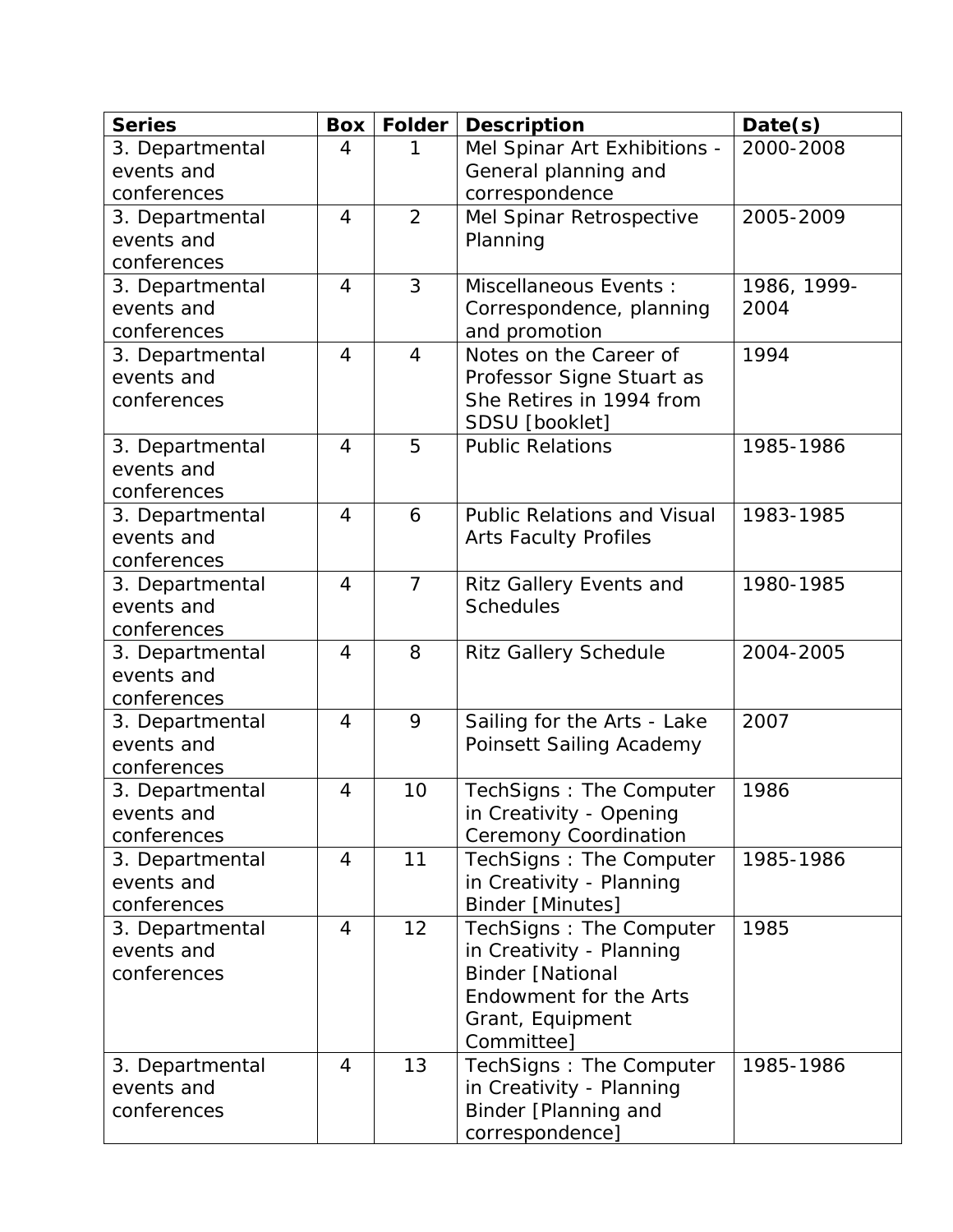| Series | Box | Folder | Description | Date(s) |
| --- | --- | --- | --- | --- |
| 3. Departmental events and conferences | 4 | 1 | Mel Spinar Art Exhibitions - General planning and correspondence | 2000-2008 |
| 3. Departmental events and conferences | 4 | 2 | Mel Spinar Retrospective Planning | 2005-2009 |
| 3. Departmental events and conferences | 4 | 3 | Miscellaneous Events : Correspondence, planning and promotion | 1986, 1999-2004 |
| 3. Departmental events and conferences | 4 | 4 | Notes on the Career of Professor Signe Stuart as She Retires in 1994 from SDSU [booklet] | 1994 |
| 3. Departmental events and conferences | 4 | 5 | Public Relations | 1985-1986 |
| 3. Departmental events and conferences | 4 | 6 | Public Relations and Visual Arts Faculty Profiles | 1983-1985 |
| 3. Departmental events and conferences | 4 | 7 | Ritz Gallery Events and Schedules | 1980-1985 |
| 3. Departmental events and conferences | 4 | 8 | Ritz Gallery Schedule | 2004-2005 |
| 3. Departmental events and conferences | 4 | 9 | Sailing for the Arts - Lake Poinsett Sailing Academy | 2007 |
| 3. Departmental events and conferences | 4 | 10 | TechSigns : The Computer in Creativity - Opening Ceremony Coordination | 1986 |
| 3. Departmental events and conferences | 4 | 11 | TechSigns : The Computer in Creativity - Planning Binder [Minutes] | 1985-1986 |
| 3. Departmental events and conferences | 4 | 12 | TechSigns : The Computer in Creativity - Planning Binder [National Endowment for the Arts Grant, Equipment Committee] | 1985 |
| 3. Departmental events and conferences | 4 | 13 | TechSigns : The Computer in Creativity - Planning Binder [Planning and correspondence] | 1985-1986 |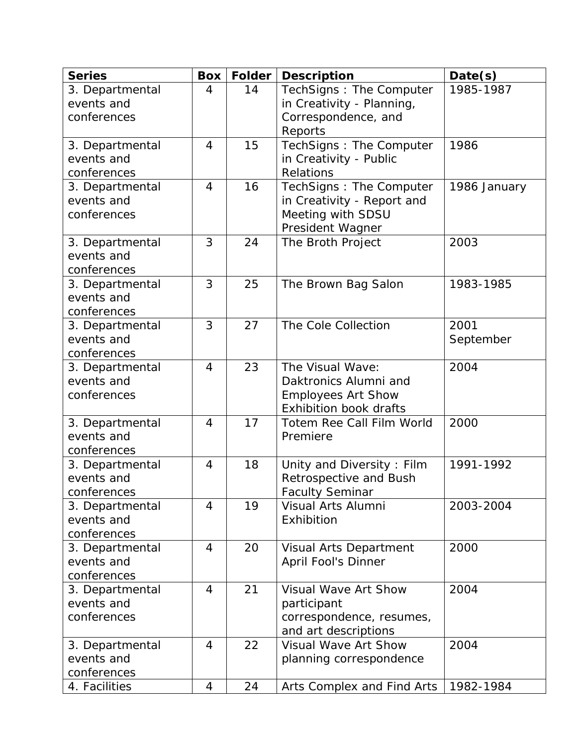| Series | Box | Folder | Description | Date(s) |
| --- | --- | --- | --- | --- |
| 3. Departmental events and conferences | 4 | 14 | TechSigns : The Computer in Creativity - Planning, Correspondence, and Reports | 1985-1987 |
| 3. Departmental events and conferences | 4 | 15 | TechSigns : The Computer in Creativity - Public Relations | 1986 |
| 3. Departmental events and conferences | 4 | 16 | TechSigns : The Computer in Creativity - Report and Meeting with SDSU President Wagner | 1986 January |
| 3. Departmental events and conferences | 3 | 24 | The Broth Project | 2003 |
| 3. Departmental events and conferences | 3 | 25 | The Brown Bag Salon | 1983-1985 |
| 3. Departmental events and conferences | 3 | 27 | The Cole Collection | 2001 September |
| 3. Departmental events and conferences | 4 | 23 | The Visual Wave: Daktronics Alumni and Employees Art Show Exhibition book drafts | 2004 |
| 3. Departmental events and conferences | 4 | 17 | Totem Ree Call Film World Premiere | 2000 |
| 3. Departmental events and conferences | 4 | 18 | Unity and Diversity : Film Retrospective and Bush Faculty Seminar | 1991-1992 |
| 3. Departmental events and conferences | 4 | 19 | Visual Arts Alumni Exhibition | 2003-2004 |
| 3. Departmental events and conferences | 4 | 20 | Visual Arts Department April Fool's Dinner | 2000 |
| 3. Departmental events and conferences | 4 | 21 | Visual Wave Art Show participant correspondence, resumes, and art descriptions | 2004 |
| 3. Departmental events and conferences | 4 | 22 | Visual Wave Art Show planning correspondence | 2004 |
| 4. Facilities | 4 | 24 | Arts Complex and Find Arts | 1982-1984 |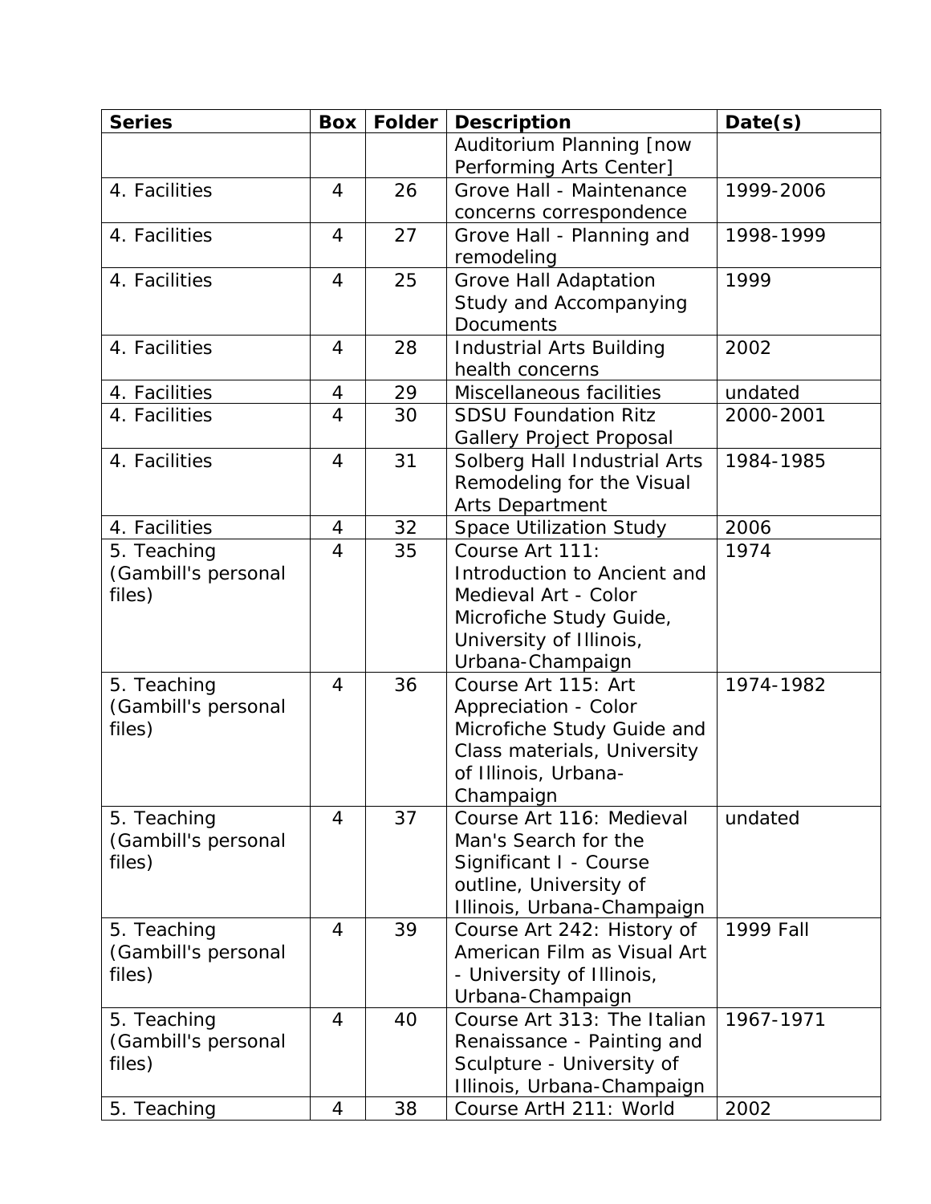| Series | Box | Folder | Description | Date(s) |
|---|---|---|---|---|
| | | | Auditorium Planning [now Performing Arts Center] | |
| 4. Facilities | 4 | 26 | Grove Hall - Maintenance concerns correspondence | 1999-2006 |
| 4. Facilities | 4 | 27 | Grove Hall - Planning and remodeling | 1998-1999 |
| 4. Facilities | 4 | 25 | Grove Hall Adaptation Study and Accompanying Documents | 1999 |
| 4. Facilities | 4 | 28 | Industrial Arts Building health concerns | 2002 |
| 4. Facilities | 4 | 29 | Miscellaneous facilities | undated |
| 4. Facilities | 4 | 30 | SDSU Foundation Ritz Gallery Project Proposal | 2000-2001 |
| 4. Facilities | 4 | 31 | Solberg Hall Industrial Arts Remodeling for the Visual Arts Department | 1984-1985 |
| 4. Facilities | 4 | 32 | Space Utilization Study | 2006 |
| 5. Teaching (Gambill's personal files) | 4 | 35 | Course Art 111: Introduction to Ancient and Medieval Art - Color Microfiche Study Guide, University of Illinois, Urbana-Champaign | 1974 |
| 5. Teaching (Gambill's personal files) | 4 | 36 | Course Art 115: Art Appreciation - Color Microfiche Study Guide and Class materials, University of Illinois, Urbana-Champaign | 1974-1982 |
| 5. Teaching (Gambill's personal files) | 4 | 37 | Course Art 116: Medieval Man's Search for the Significant I - Course outline, University of Illinois, Urbana-Champaign | undated |
| 5. Teaching (Gambill's personal files) | 4 | 39 | Course Art 242: History of American Film as Visual Art - University of Illinois, Urbana-Champaign | 1999 Fall |
| 5. Teaching (Gambill's personal files) | 4 | 40 | Course Art 313: The Italian Renaissance - Painting and Sculpture - University of Illinois, Urbana-Champaign | 1967-1971 |
| 5. Teaching | 4 | 38 | Course ArtH 211: World | 2002 |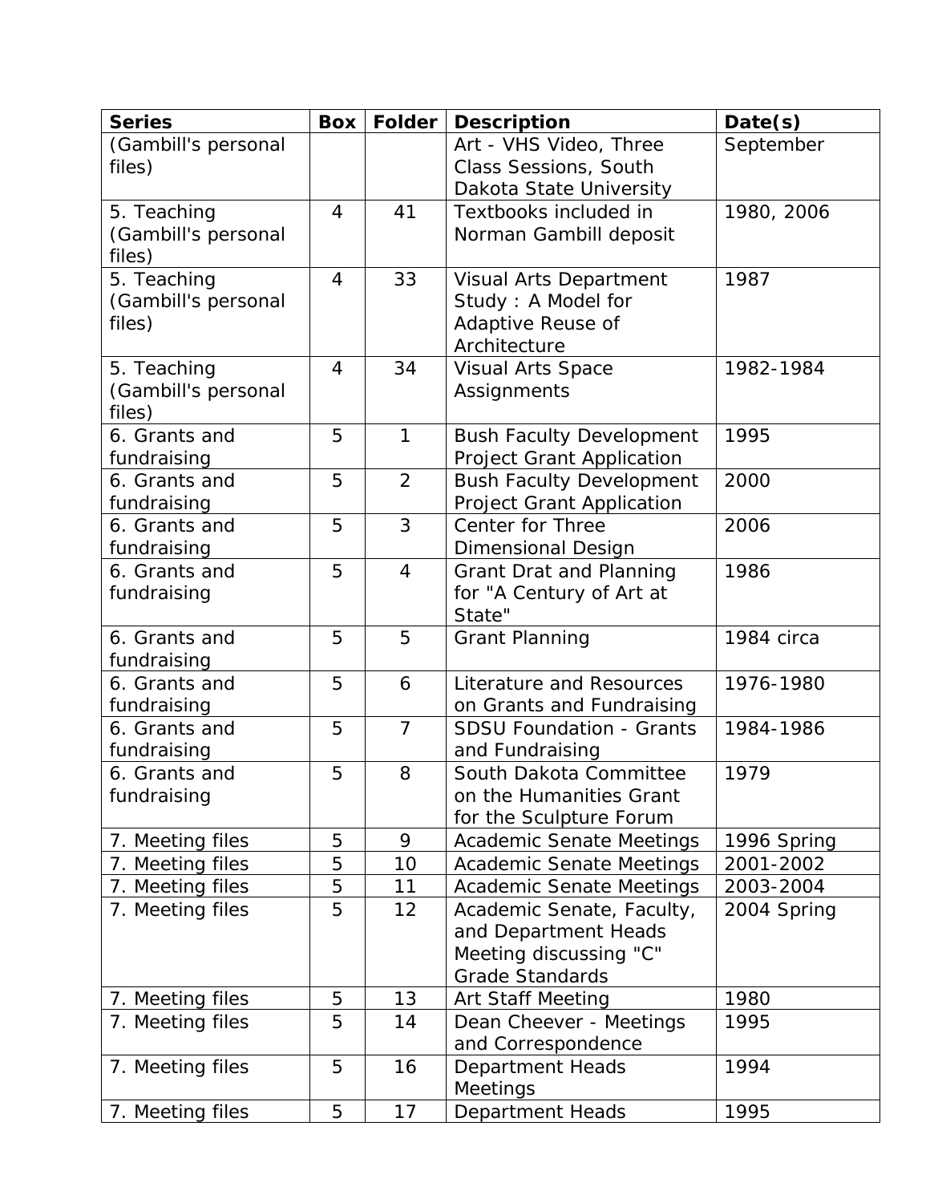| Series | Box | Folder | Description | Date(s) |
|---|---|---|---|---|
| (Gambill's personal files) | | | Art - VHS Video, Three Class Sessions, South Dakota State University | September |
| 5. Teaching (Gambill's personal files) | 4 | 41 | Textbooks included in Norman Gambill deposit | 1980, 2006 |
| 5. Teaching (Gambill's personal files) | 4 | 33 | Visual Arts Department Study : A Model for Adaptive Reuse of Architecture | 1987 |
| 5. Teaching (Gambill's personal files) | 4 | 34 | Visual Arts Space Assignments | 1982-1984 |
| 6. Grants and fundraising | 5 | 1 | Bush Faculty Development Project Grant Application | 1995 |
| 6. Grants and fundraising | 5 | 2 | Bush Faculty Development Project Grant Application | 2000 |
| 6. Grants and fundraising | 5 | 3 | Center for Three Dimensional Design | 2006 |
| 6. Grants and fundraising | 5 | 4 | Grant Drat and Planning for "A Century of Art at State" | 1986 |
| 6. Grants and fundraising | 5 | 5 | Grant Planning | 1984 circa |
| 6. Grants and fundraising | 5 | 6 | Literature and Resources on Grants and Fundraising | 1976-1980 |
| 6. Grants and fundraising | 5 | 7 | SDSU Foundation - Grants and Fundraising | 1984-1986 |
| 6. Grants and fundraising | 5 | 8 | South Dakota Committee on the Humanities Grant for the Sculpture Forum | 1979 |
| 7. Meeting files | 5 | 9 | Academic Senate Meetings | 1996 Spring |
| 7. Meeting files | 5 | 10 | Academic Senate Meetings | 2001-2002 |
| 7. Meeting files | 5 | 11 | Academic Senate Meetings | 2003-2004 |
| 7. Meeting files | 5 | 12 | Academic Senate, Faculty, and Department Heads Meeting discussing "C" Grade Standards | 2004 Spring |
| 7. Meeting files | 5 | 13 | Art Staff Meeting | 1980 |
| 7. Meeting files | 5 | 14 | Dean Cheever - Meetings and Correspondence | 1995 |
| 7. Meeting files | 5 | 16 | Department Heads Meetings | 1994 |
| 7. Meeting files | 5 | 17 | Department Heads | 1995 |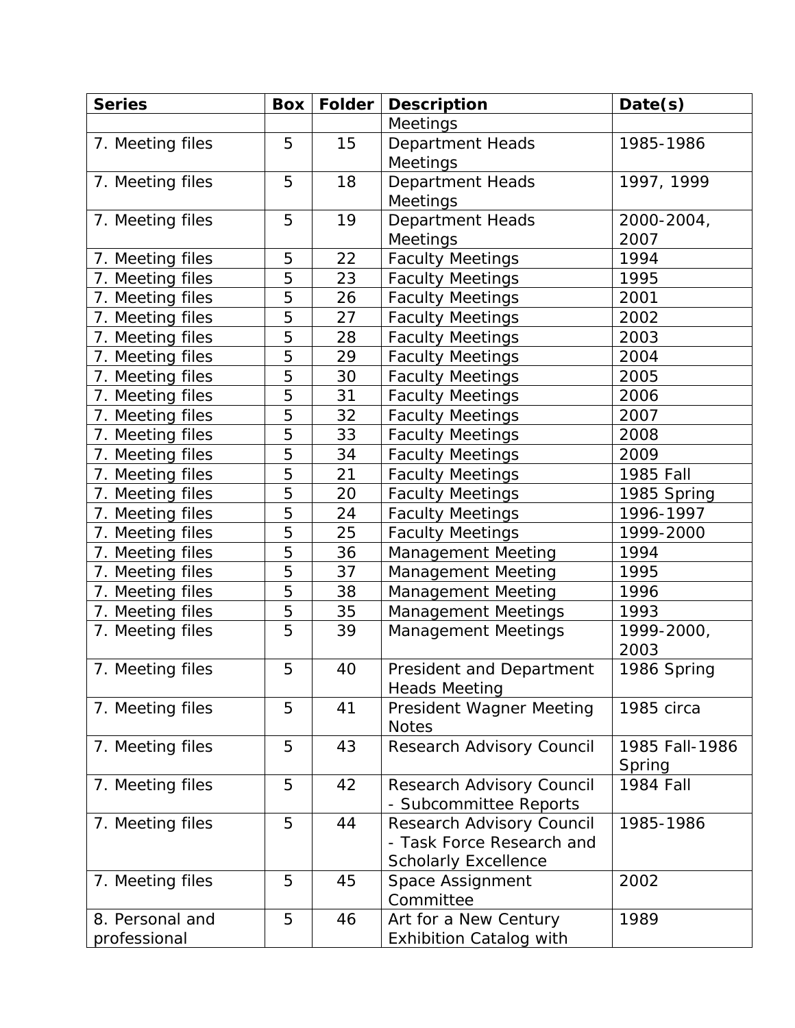| Series | Box | Folder | Description | Date(s) |
|---|---|---|---|---|
| | | | Meetings | |
| 7. Meeting files | 5 | 15 | Department Heads Meetings | 1985-1986 |
| 7. Meeting files | 5 | 18 | Department Heads Meetings | 1997, 1999 |
| 7. Meeting files | 5 | 19 | Department Heads Meetings | 2000-2004, 2007 |
| 7. Meeting files | 5 | 22 | Faculty Meetings | 1994 |
| 7. Meeting files | 5 | 23 | Faculty Meetings | 1995 |
| 7. Meeting files | 5 | 26 | Faculty Meetings | 2001 |
| 7. Meeting files | 5 | 27 | Faculty Meetings | 2002 |
| 7. Meeting files | 5 | 28 | Faculty Meetings | 2003 |
| 7. Meeting files | 5 | 29 | Faculty Meetings | 2004 |
| 7. Meeting files | 5 | 30 | Faculty Meetings | 2005 |
| 7. Meeting files | 5 | 31 | Faculty Meetings | 2006 |
| 7. Meeting files | 5 | 32 | Faculty Meetings | 2007 |
| 7. Meeting files | 5 | 33 | Faculty Meetings | 2008 |
| 7. Meeting files | 5 | 34 | Faculty Meetings | 2009 |
| 7. Meeting files | 5 | 21 | Faculty Meetings | 1985 Fall |
| 7. Meeting files | 5 | 20 | Faculty Meetings | 1985 Spring |
| 7. Meeting files | 5 | 24 | Faculty Meetings | 1996-1997 |
| 7. Meeting files | 5 | 25 | Faculty Meetings | 1999-2000 |
| 7. Meeting files | 5 | 36 | Management Meeting | 1994 |
| 7. Meeting files | 5 | 37 | Management Meeting | 1995 |
| 7. Meeting files | 5 | 38 | Management Meeting | 1996 |
| 7. Meeting files | 5 | 35 | Management Meetings | 1993 |
| 7. Meeting files | 5 | 39 | Management Meetings | 1999-2000, 2003 |
| 7. Meeting files | 5 | 40 | President and Department Heads Meeting | 1986 Spring |
| 7. Meeting files | 5 | 41 | President Wagner Meeting Notes | 1985 circa |
| 7. Meeting files | 5 | 43 | Research Advisory Council | 1985 Fall-1986 Spring |
| 7. Meeting files | 5 | 42 | Research Advisory Council - Subcommittee Reports | 1984 Fall |
| 7. Meeting files | 5 | 44 | Research Advisory Council - Task Force Research and Scholarly Excellence | 1985-1986 |
| 7. Meeting files | 5 | 45 | Space Assignment Committee | 2002 |
| 8. Personal and professional | 5 | 46 | Art for a New Century Exhibition Catalog with | 1989 |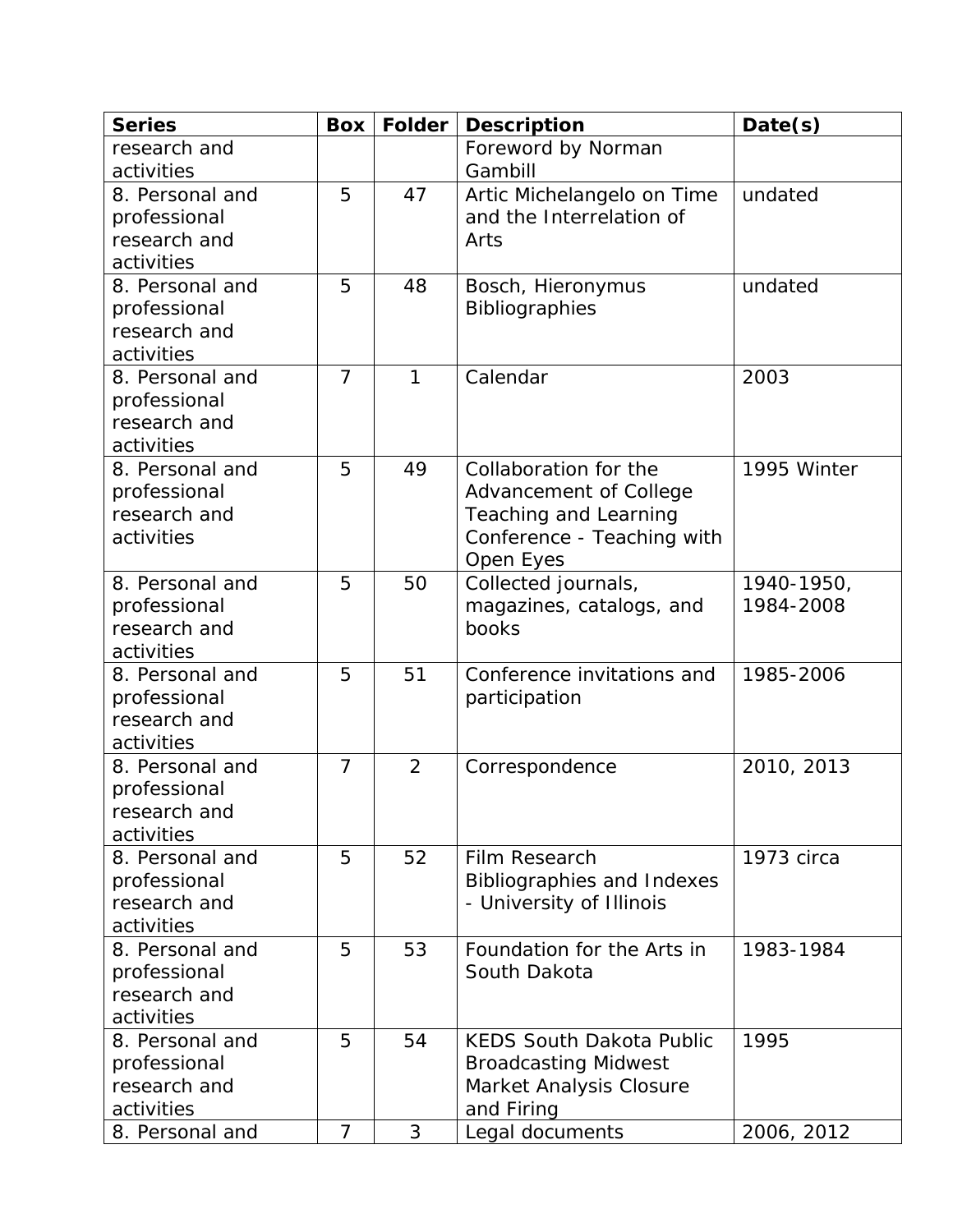| Series | Box | Folder | Description | Date(s) |
| --- | --- | --- | --- | --- |
| research and activities | | | Foreword by Norman Gambill | |
| 8. Personal and professional research and activities | 5 | 47 | Artic Michelangelo on Time and the Interrelation of Arts | undated |
| 8. Personal and professional research and activities | 5 | 48 | Bosch, Hieronymus Bibliographies | undated |
| 8. Personal and professional research and activities | 7 | 1 | Calendar | 2003 |
| 8. Personal and professional research and activities | 5 | 49 | Collaboration for the Advancement of College Teaching and Learning Conference - Teaching with Open Eyes | 1995 Winter |
| 8. Personal and professional research and activities | 5 | 50 | Collected journals, magazines, catalogs, and books | 1940-1950, 1984-2008 |
| 8. Personal and professional research and activities | 5 | 51 | Conference invitations and participation | 1985-2006 |
| 8. Personal and professional research and activities | 7 | 2 | Correspondence | 2010, 2013 |
| 8. Personal and professional research and activities | 5 | 52 | Film Research Bibliographies and Indexes - University of Illinois | 1973 circa |
| 8. Personal and professional research and activities | 5 | 53 | Foundation for the Arts in South Dakota | 1983-1984 |
| 8. Personal and professional research and activities | 5 | 54 | KEDS South Dakota Public Broadcasting Midwest Market Analysis Closure and Firing | 1995 |
| 8. Personal and | 7 | 3 | Legal documents | 2006, 2012 |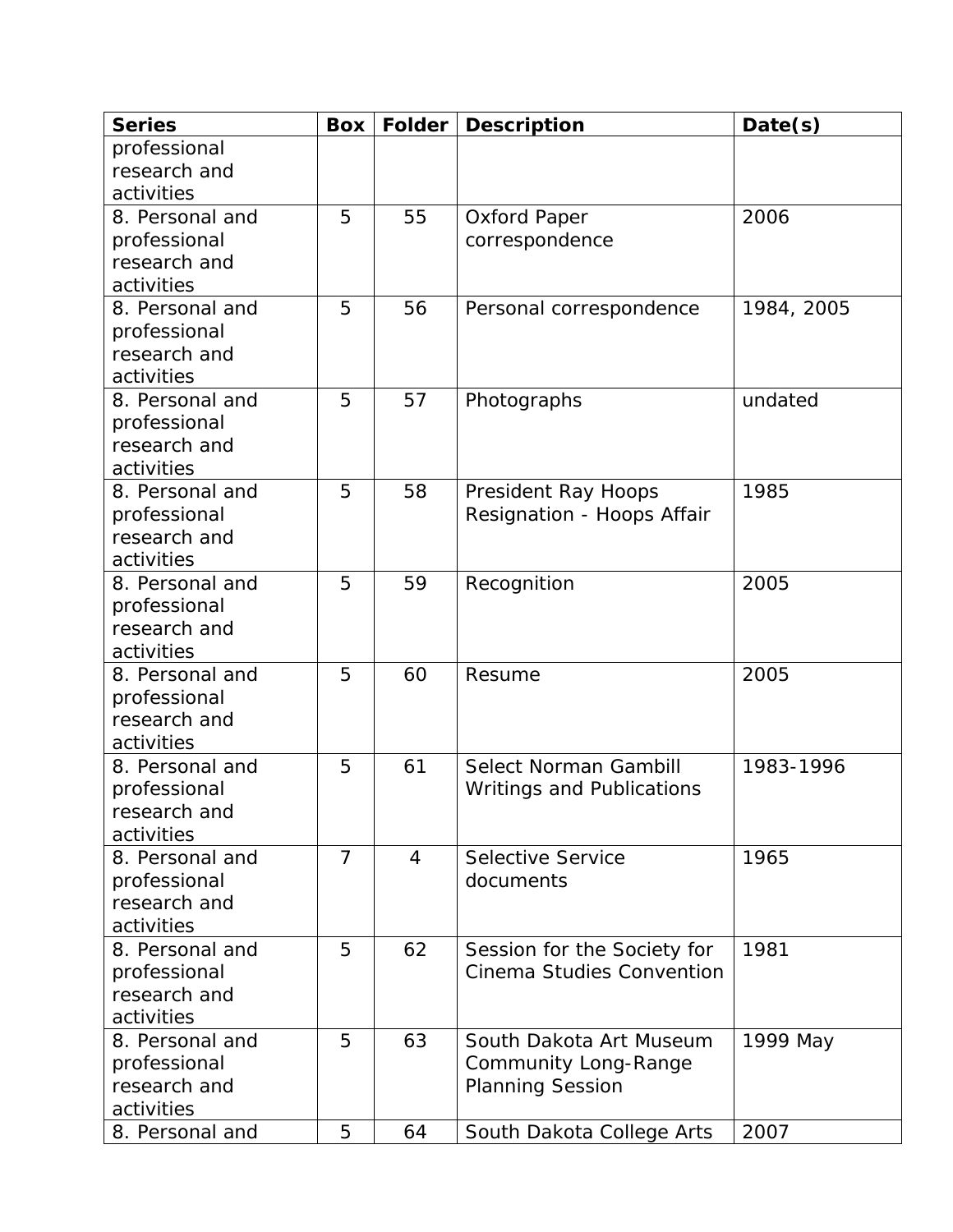| Series | Box | Folder | Description | Date(s) |
| --- | --- | --- | --- | --- |
| professional research and activities | | | | |
| 8. Personal and professional research and activities | 5 | 55 | Oxford Paper correspondence | 2006 |
| 8. Personal and professional research and activities | 5 | 56 | Personal correspondence | 1984, 2005 |
| 8. Personal and professional research and activities | 5 | 57 | Photographs | undated |
| 8. Personal and professional research and activities | 5 | 58 | President Ray Hoops Resignation - Hoops Affair | 1985 |
| 8. Personal and professional research and activities | 5 | 59 | Recognition | 2005 |
| 8. Personal and professional research and activities | 5 | 60 | Resume | 2005 |
| 8. Personal and professional research and activities | 5 | 61 | Select Norman Gambill Writings and Publications | 1983-1996 |
| 8. Personal and professional research and activities | 7 | 4 | Selective Service documents | 1965 |
| 8. Personal and professional research and activities | 5 | 62 | Session for the Society for Cinema Studies Convention | 1981 |
| 8. Personal and professional research and activities | 5 | 63 | South Dakota Art Museum Community Long-Range Planning Session | 1999 May |
| 8. Personal and | 5 | 64 | South Dakota College Arts | 2007 |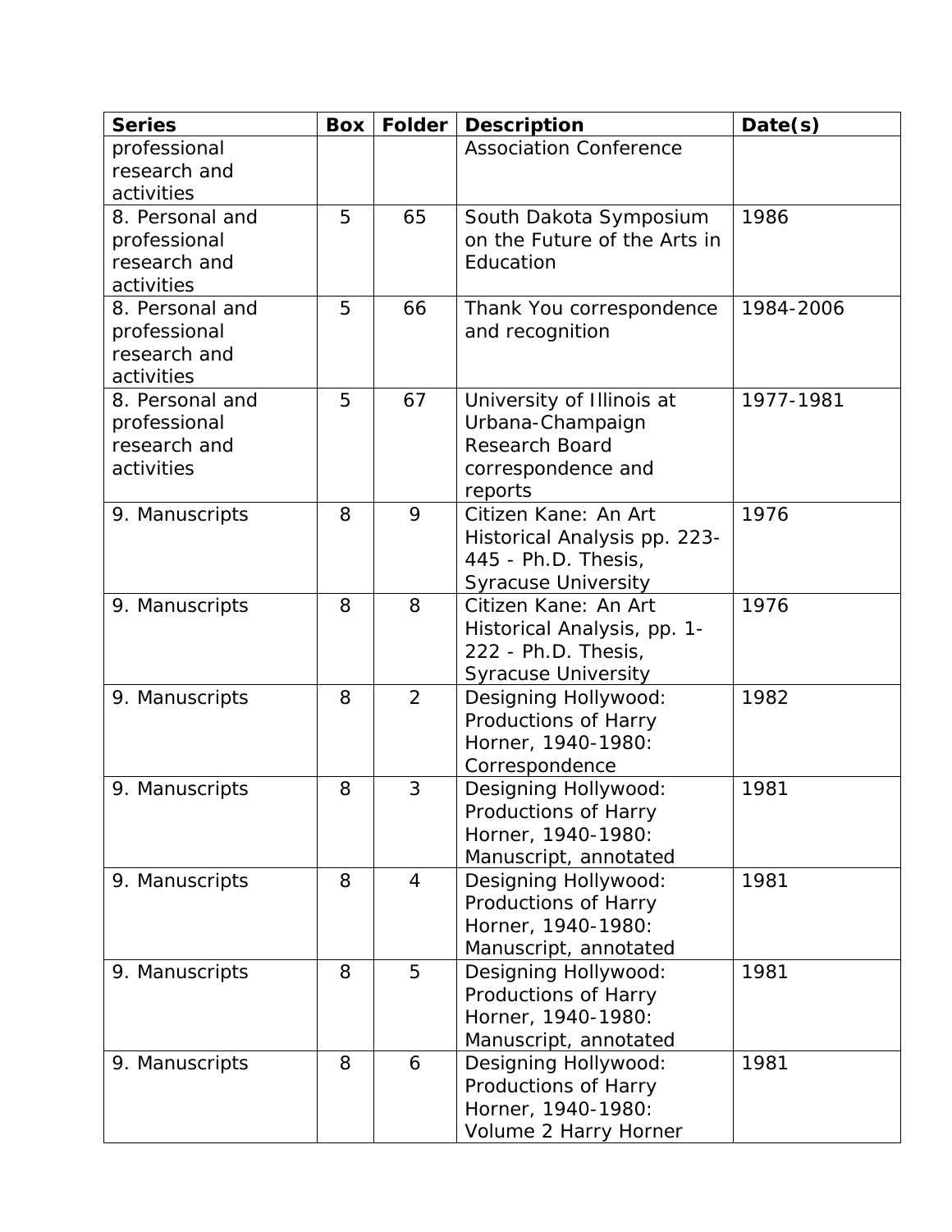| Series | Box | Folder | Description | Date(s) |
|---|---|---|---|---|
| professional research and activities | | | Association Conference | |
| 8. Personal and professional research and activities | 5 | 65 | South Dakota Symposium on the Future of the Arts in Education | 1986 |
| 8. Personal and professional research and activities | 5 | 66 | Thank You correspondence and recognition | 1984-2006 |
| 8. Personal and professional research and activities | 5 | 67 | University of Illinois at Urbana-Champaign Research Board correspondence and reports | 1977-1981 |
| 9. Manuscripts | 8 | 9 | Citizen Kane: An Art Historical Analysis pp. 223-445 - Ph.D. Thesis, Syracuse University | 1976 |
| 9. Manuscripts | 8 | 8 | Citizen Kane: An Art Historical Analysis, pp. 1-222 - Ph.D. Thesis, Syracuse University | 1976 |
| 9. Manuscripts | 8 | 2 | Designing Hollywood: Productions of Harry Horner, 1940-1980: Correspondence | 1982 |
| 9. Manuscripts | 8 | 3 | Designing Hollywood: Productions of Harry Horner, 1940-1980: Manuscript, annotated | 1981 |
| 9. Manuscripts | 8 | 4 | Designing Hollywood: Productions of Harry Horner, 1940-1980: Manuscript, annotated | 1981 |
| 9. Manuscripts | 8 | 5 | Designing Hollywood: Productions of Harry Horner, 1940-1980: Manuscript, annotated | 1981 |
| 9. Manuscripts | 8 | 6 | Designing Hollywood: Productions of Harry Horner, 1940-1980: Volume 2 Harry Horner | 1981 |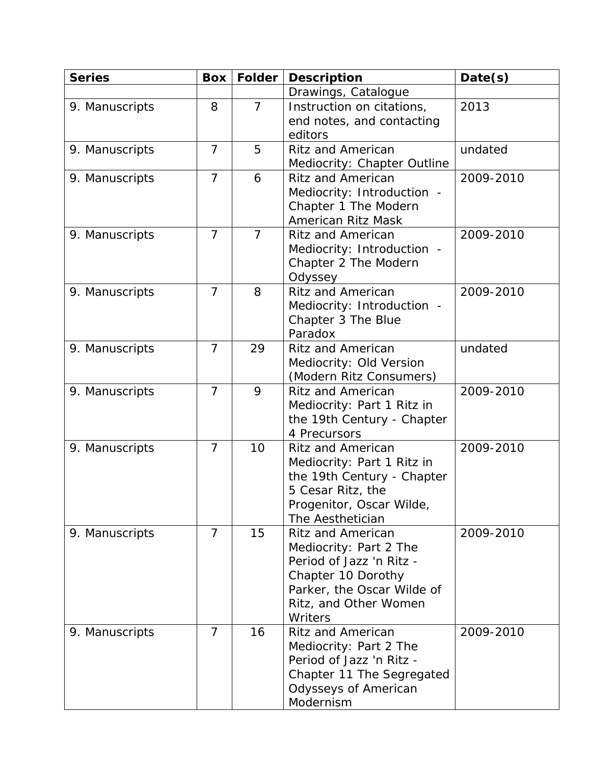| Series | Box | Folder | Description | Date(s) |
|---|---|---|---|---|
| | | | Drawings, Catalogue | |
| 9. Manuscripts | 8 | 7 | Instruction on citations, end notes, and contacting editors | 2013 |
| 9. Manuscripts | 7 | 5 | Ritz and American Mediocrity: Chapter Outline | undated |
| 9. Manuscripts | 7 | 6 | Ritz and American Mediocrity: Introduction - Chapter 1 The Modern American Ritz Mask | 2009-2010 |
| 9. Manuscripts | 7 | 7 | Ritz and American Mediocrity: Introduction - Chapter 2 The Modern Odyssey | 2009-2010 |
| 9. Manuscripts | 7 | 8 | Ritz and American Mediocrity: Introduction - Chapter 3 The Blue Paradox | 2009-2010 |
| 9. Manuscripts | 7 | 29 | Ritz and American Mediocrity: Old Version (Modern Ritz Consumers) | undated |
| 9. Manuscripts | 7 | 9 | Ritz and American Mediocrity: Part 1 Ritz in the 19th Century - Chapter 4 Precursors | 2009-2010 |
| 9. Manuscripts | 7 | 10 | Ritz and American Mediocrity: Part 1 Ritz in the 19th Century - Chapter 5 Cesar Ritz, the Progenitor, Oscar Wilde, The Aesthetician | 2009-2010 |
| 9. Manuscripts | 7 | 15 | Ritz and American Mediocrity: Part 2 The Period of Jazz 'n Ritz - Chapter 10 Dorothy Parker, the Oscar Wilde of Ritz, and Other Women Writers | 2009-2010 |
| 9. Manuscripts | 7 | 16 | Ritz and American Mediocrity: Part 2 The Period of Jazz 'n Ritz - Chapter 11 The Segregated Odysseys of American Modernism | 2009-2010 |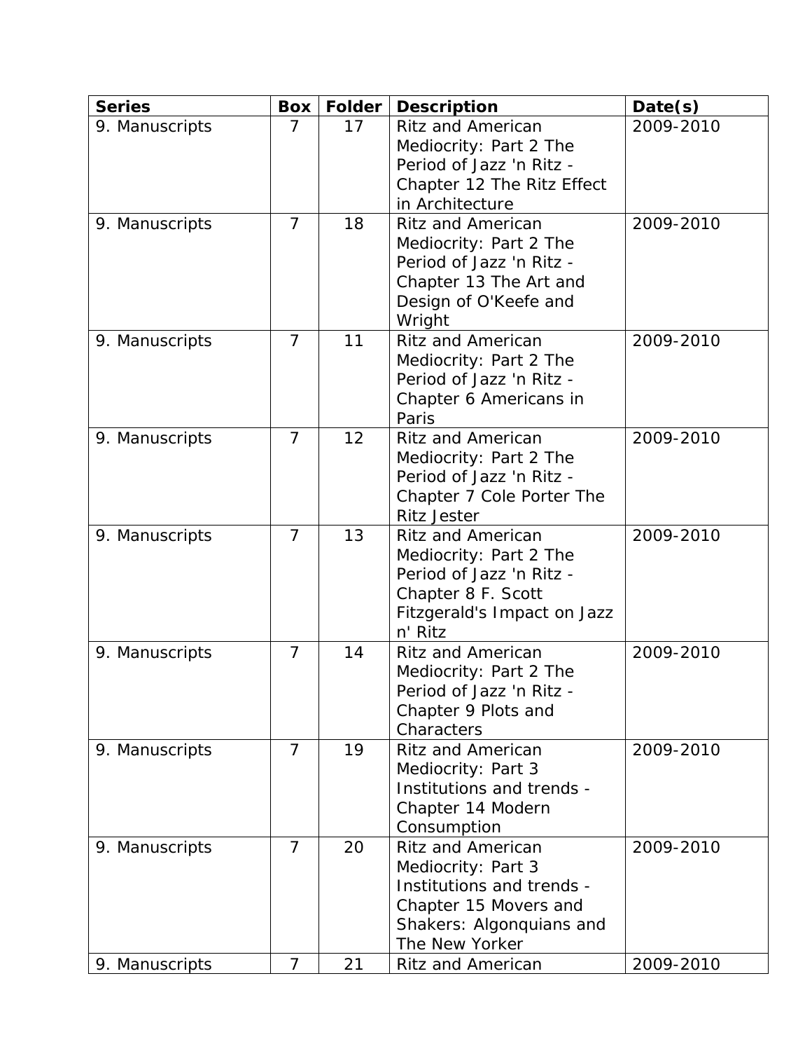| Series | Box | Folder | Description | Date(s) |
|---|---|---|---|---|
| 9. Manuscripts | 7 | 17 | Ritz and American Mediocrity: Part 2 The Period of Jazz 'n Ritz - Chapter 12 The Ritz Effect in Architecture | 2009-2010 |
| 9. Manuscripts | 7 | 18 | Ritz and American Mediocrity: Part 2 The Period of Jazz 'n Ritz - Chapter 13 The Art and Design of O'Keefe and Wright | 2009-2010 |
| 9. Manuscripts | 7 | 11 | Ritz and American Mediocrity: Part 2 The Period of Jazz 'n Ritz - Chapter 6 Americans in Paris | 2009-2010 |
| 9. Manuscripts | 7 | 12 | Ritz and American Mediocrity: Part 2 The Period of Jazz 'n Ritz - Chapter 7 Cole Porter The Ritz Jester | 2009-2010 |
| 9. Manuscripts | 7 | 13 | Ritz and American Mediocrity: Part 2 The Period of Jazz 'n Ritz - Chapter 8 F. Scott Fitzgerald's Impact on Jazz n' Ritz | 2009-2010 |
| 9. Manuscripts | 7 | 14 | Ritz and American Mediocrity: Part 2 The Period of Jazz 'n Ritz - Chapter 9 Plots and Characters | 2009-2010 |
| 9. Manuscripts | 7 | 19 | Ritz and American Mediocrity: Part 3 Institutions and trends - Chapter 14 Modern Consumption | 2009-2010 |
| 9. Manuscripts | 7 | 20 | Ritz and American Mediocrity: Part 3 Institutions and trends - Chapter 15 Movers and Shakers: Algonquians and The New Yorker | 2009-2010 |
| 9. Manuscripts | 7 | 21 | Ritz and American | 2009-2010 |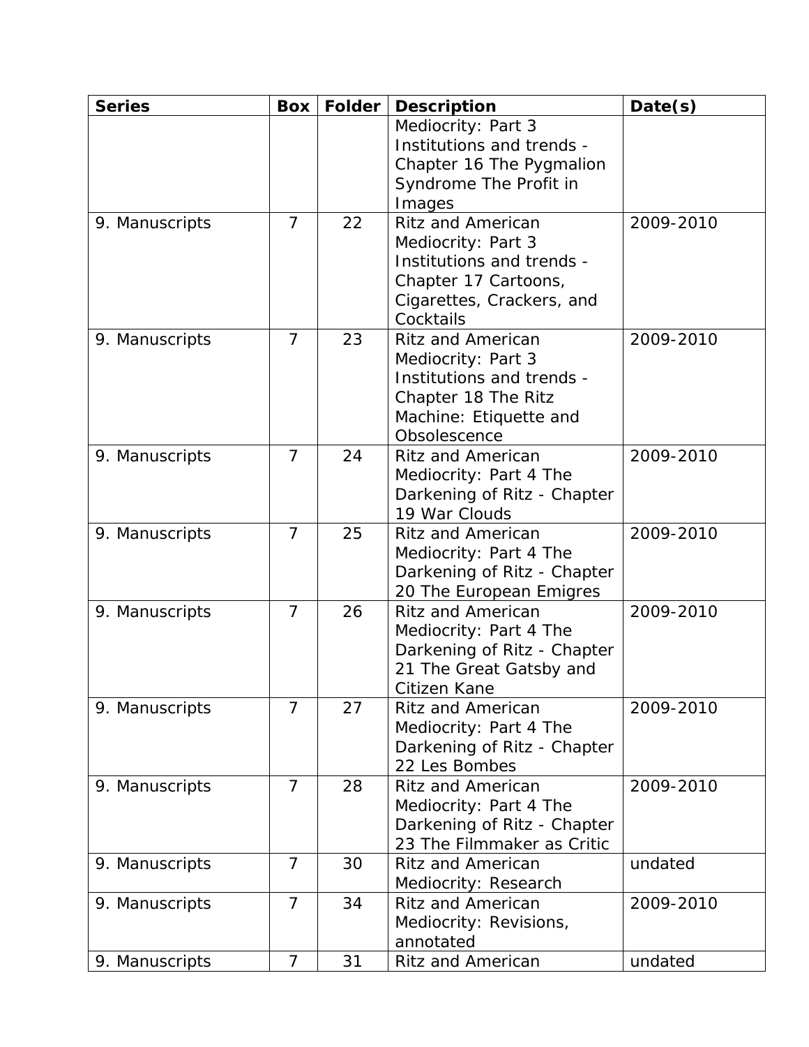| Series | Box | Folder | Description | Date(s) |
| --- | --- | --- | --- | --- |
| | | | Mediocrity: Part 3 Institutions and trends - Chapter 16 The Pygmalion Syndrome The Profit in Images | |
| 9. Manuscripts | 7 | 22 | Ritz and American Mediocrity: Part 3 Institutions and trends - Chapter 17 Cartoons, Cigarettes, Crackers, and Cocktails | 2009-2010 |
| 9. Manuscripts | 7 | 23 | Ritz and American Mediocrity: Part 3 Institutions and trends - Chapter 18 The Ritz Machine: Etiquette and Obsolescence | 2009-2010 |
| 9. Manuscripts | 7 | 24 | Ritz and American Mediocrity: Part 4 The Darkening of Ritz - Chapter 19 War Clouds | 2009-2010 |
| 9. Manuscripts | 7 | 25 | Ritz and American Mediocrity: Part 4 The Darkening of Ritz - Chapter 20 The European Emigres | 2009-2010 |
| 9. Manuscripts | 7 | 26 | Ritz and American Mediocrity: Part 4 The Darkening of Ritz - Chapter 21 The Great Gatsby and Citizen Kane | 2009-2010 |
| 9. Manuscripts | 7 | 27 | Ritz and American Mediocrity: Part 4 The Darkening of Ritz - Chapter 22 Les Bombes | 2009-2010 |
| 9. Manuscripts | 7 | 28 | Ritz and American Mediocrity: Part 4 The Darkening of Ritz - Chapter 23 The Filmmaker as Critic | 2009-2010 |
| 9. Manuscripts | 7 | 30 | Ritz and American Mediocrity: Research | undated |
| 9. Manuscripts | 7 | 34 | Ritz and American Mediocrity: Revisions, annotated | 2009-2010 |
| 9. Manuscripts | 7 | 31 | Ritz and American | undated |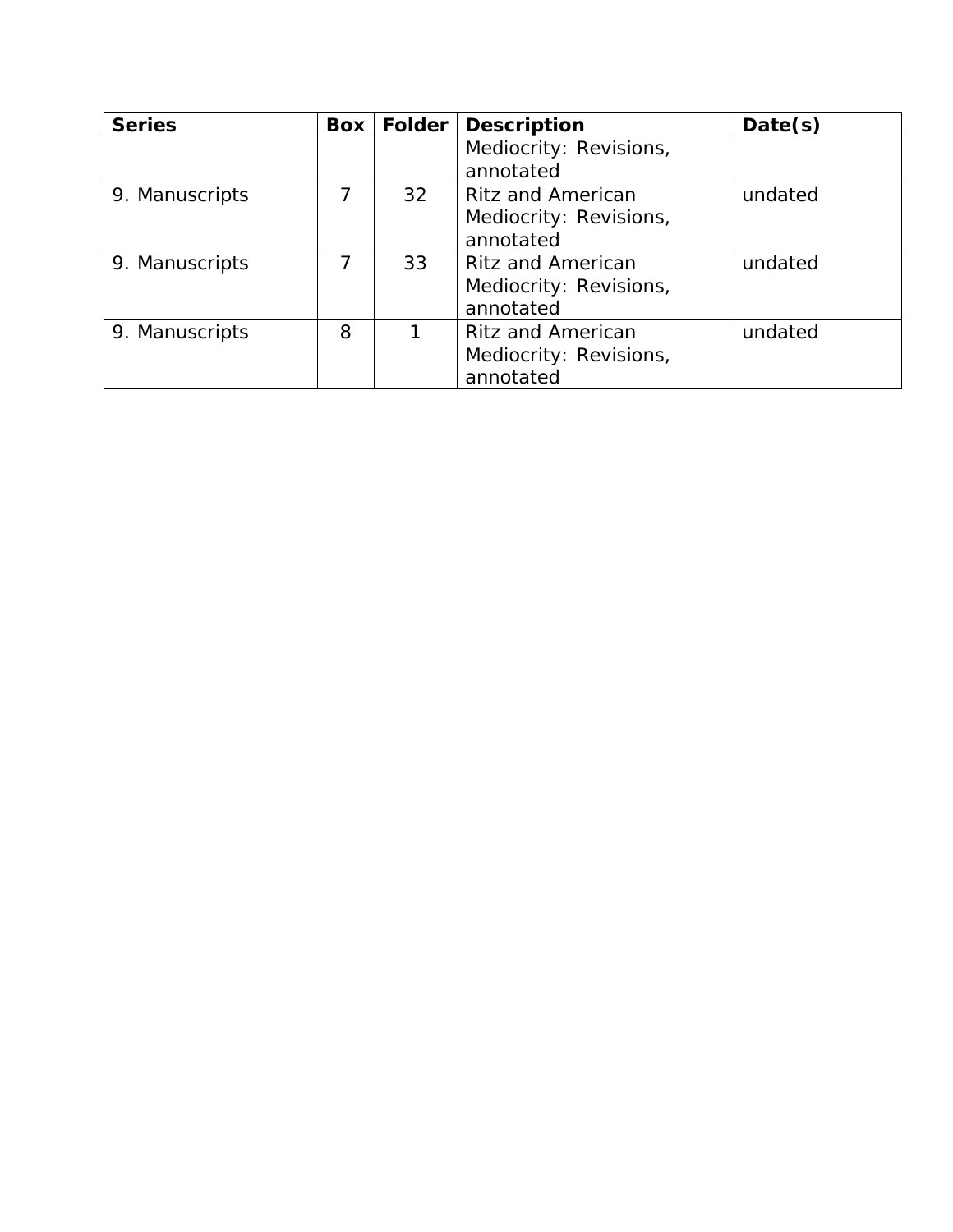| Series | Box | Folder | Description | Date(s) |
| --- | --- | --- | --- | --- |
| | | | Mediocrity: Revisions, annotated | |
| 9. Manuscripts | 7 | 32 | Ritz and American Mediocrity: Revisions, annotated | undated |
| 9. Manuscripts | 7 | 33 | Ritz and American Mediocrity: Revisions, annotated | undated |
| 9. Manuscripts | 8 | 1 | Ritz and American Mediocrity: Revisions, annotated | undated |